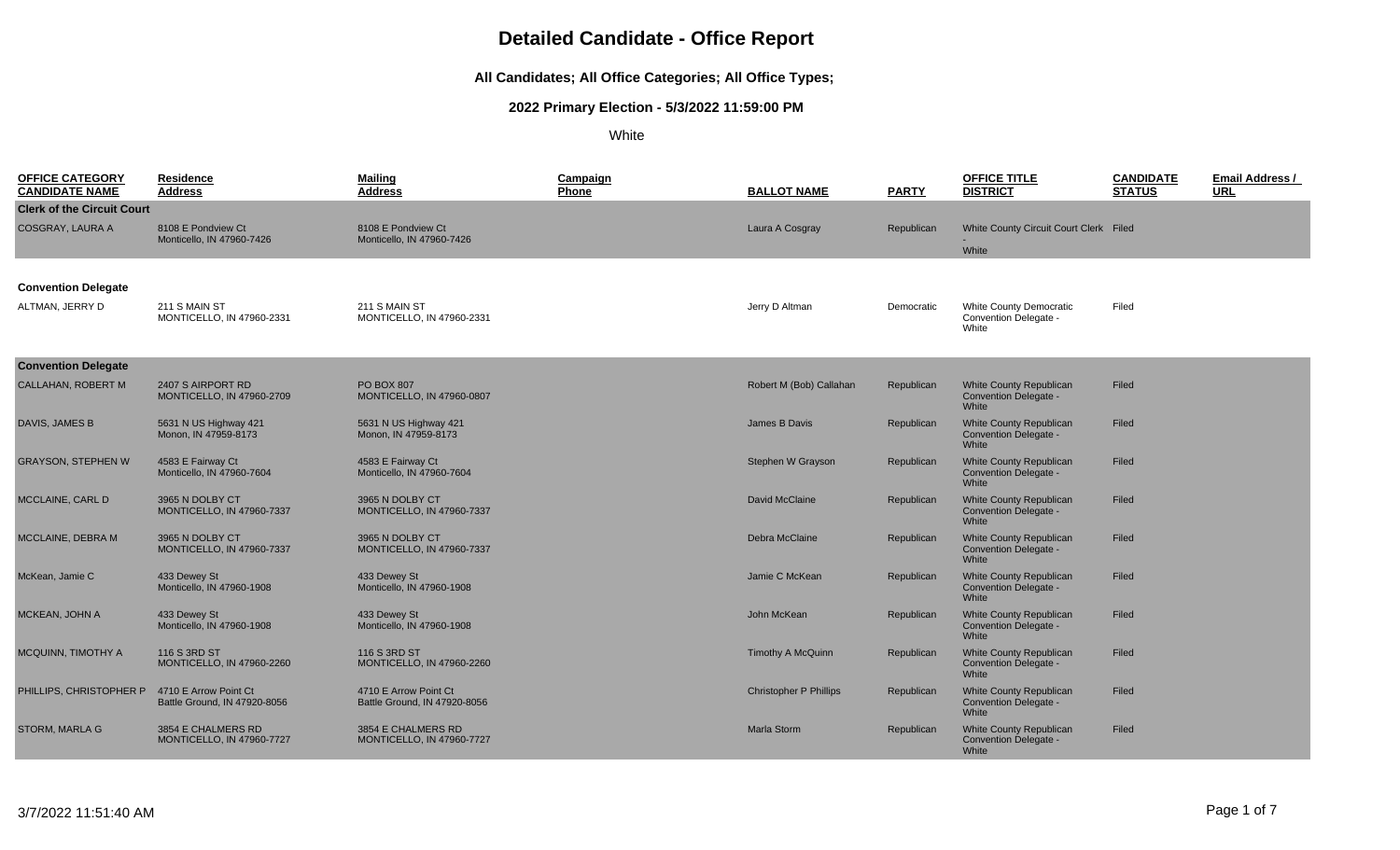# Detailed Candidate - Office Report

### All Candidates; All Office Categories; All Office Types;

### 2022 Primary Election - 5/3/2022 11:59:00 PM

White

| OFFICE CATEGORY<br>CANDIDATE NAME | Residence<br>Address | Mailing<br>Address | Campaign<br>Phone | BALLOT NAME | PARTY | OFFICE TITLE<br>DISTRICT | CANDIDATE<br>STATUS | Email Address /<br>URL |
|---|---|---|---|---|---|---|---|---|
| **Clerk of the Circuit Court** | | | | | | | | |
| COSGRAY, LAURA A | 8108 E Pondview Ct<br>Monticello, IN 47960-7426 | 8108 E Pondview Ct<br>Monticello, IN 47960-7426 | | Laura A Cosgray | Republican | White County Circuit Court Clerk -<br>White | Filed | |
| **Convention Delegate** | | | | | | | | |
| ALTMAN, JERRY D | 211 S MAIN ST<br>MONTICELLO, IN 47960-2331 | 211 S MAIN ST<br>MONTICELLO, IN 47960-2331 | | Jerry D Altman | Democratic | White County Democratic Convention Delegate -<br>White | Filed | |
| **Convention Delegate** | | | | | | | | |
| CALLAHAN, ROBERT M | 2407 S AIRPORT RD<br>MONTICELLO, IN 47960-2709 | PO BOX 807<br>MONTICELLO, IN 47960-0807 | | Robert M (Bob) Callahan | Republican | White County Republican Convention Delegate -<br>White | Filed | |
| DAVIS, JAMES B | 5631 N US Highway 421<br>Monon, IN 47959-8173 | 5631 N US Highway 421<br>Monon, IN 47959-8173 | | James B Davis | Republican | White County Republican Convention Delegate -<br>White | Filed | |
| GRAYSON, STEPHEN W | 4583 E Fairway Ct<br>Monticello, IN 47960-7604 | 4583 E Fairway Ct<br>Monticello, IN 47960-7604 | | Stephen W Grayson | Republican | White County Republican Convention Delegate -<br>White | Filed | |
| MCCLAINE, CARL D | 3965 N DOLBY CT<br>MONTICELLO, IN 47960-7337 | 3965 N DOLBY CT<br>MONTICELLO, IN 47960-7337 | | David McClaine | Republican | White County Republican Convention Delegate -<br>White | Filed | |
| MCCLAINE, DEBRA M | 3965 N DOLBY CT<br>MONTICELLO, IN 47960-7337 | 3965 N DOLBY CT<br>MONTICELLO, IN 47960-7337 | | Debra McClaine | Republican | White County Republican Convention Delegate -<br>White | Filed | |
| McKean, Jamie C | 433 Dewey St<br>Monticello, IN 47960-1908 | 433 Dewey St<br>Monticello, IN 47960-1908 | | Jamie C McKean | Republican | White County Republican Convention Delegate -<br>White | Filed | |
| MCKEAN, JOHN A | 433 Dewey St<br>Monticello, IN 47960-1908 | 433 Dewey St<br>Monticello, IN 47960-1908 | | John McKean | Republican | White County Republican Convention Delegate -<br>White | Filed | |
| MCQUINN, TIMOTHY A | 116 S 3RD ST<br>MONTICELLO, IN 47960-2260 | 116 S 3RD ST<br>MONTICELLO, IN 47960-2260 | | Timothy A McQuinn | Republican | White County Republican Convention Delegate -<br>White | Filed | |
| PHILLIPS, CHRISTOPHER P | 4710 E Arrow Point Ct<br>Battle Ground, IN 47920-8056 | 4710 E Arrow Point Ct<br>Battle Ground, IN 47920-8056 | | Christopher P Phillips | Republican | White County Republican Convention Delegate -<br>White | Filed | |
| STORM, MARLA G | 3854 E CHALMERS RD<br>MONTICELLO, IN 47960-7727 | 3854 E CHALMERS RD<br>MONTICELLO, IN 47960-7727 | | Marla Storm | Republican | White County Republican Convention Delegate -<br>White | Filed | |

3/7/2022 11:51:40 AM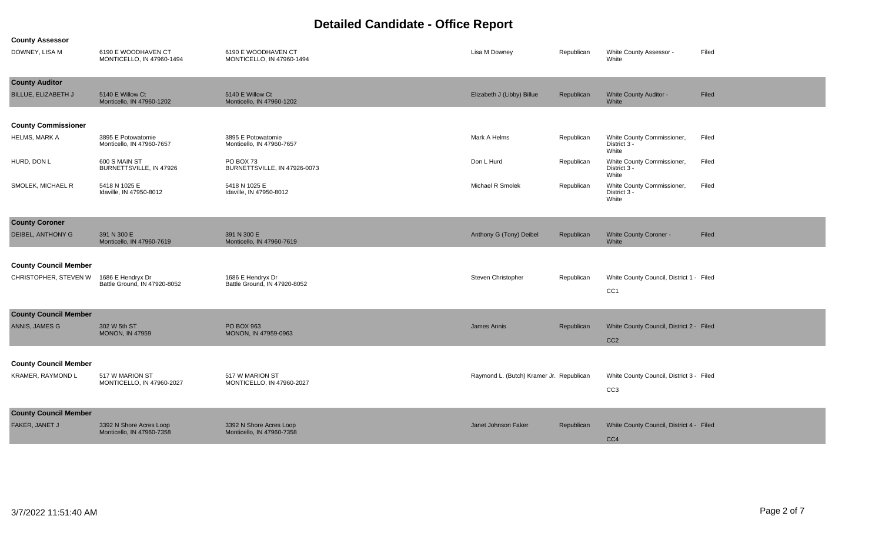# Detailed Candidate - Office Report

### County Assessor

| Name | Residence Address | Mailing Address | Ballot Name | Party | Office | Status |
|---|---|---|---|---|---|---|
| DOWNEY, LISA M | 6190 E WOODHAVEN CT MONTICELLO, IN 47960-1494 | 6190 E WOODHAVEN CT MONTICELLO, IN 47960-1494 | Lisa M Downey | Republican | White County Assessor - White | Filed |

### County Auditor

| Name | Residence Address | Mailing Address | Ballot Name | Party | Office | Status |
|---|---|---|---|---|---|---|
| BILLUE, ELIZABETH J | 5140 E Willow Ct Monticello, IN 47960-1202 | 5140 E Willow Ct Monticello, IN 47960-1202 | Elizabeth J (Libby) Billue | Republican | White County Auditor - White | Filed |

### County Commissioner

| Name | Residence Address | Mailing Address | Ballot Name | Party | Office | Status |
|---|---|---|---|---|---|---|
| HELMS, MARK A | 3895 E Potowatomie Monticello, IN 47960-7657 | 3895 E Potowatomie Monticello, IN 47960-7657 | Mark A Helms | Republican | White County Commissioner, District 3 - White | Filed |
| HURD, DON L | 600 S MAIN ST BURNETTSVILLE, IN 47926 | PO BOX 73 BURNETTSVILLE, IN 47926-0073 | Don L Hurd | Republican | White County Commissioner, District 3 - White | Filed |
| SMOLEK, MICHAEL R | 5418 N 1025 E Idaville, IN 47950-8012 | 5418 N 1025 E Idaville, IN 47950-8012 | Michael R Smolek | Republican | White County Commissioner, District 3 - White | Filed |

### County Coroner

| Name | Residence Address | Mailing Address | Ballot Name | Party | Office | Status |
|---|---|---|---|---|---|---|
| DEIBEL, ANTHONY G | 391 N 300 E Monticello, IN 47960-7619 | 391 N 300 E Monticello, IN 47960-7619 | Anthony G (Tony) Deibel | Republican | White County Coroner - White | Filed |

### County Council Member

| Name | Residence Address | Mailing Address | Ballot Name | Party | Office | Status |
|---|---|---|---|---|---|---|
| CHRISTOPHER, STEVEN W | 1686 E Hendryx Dr Battle Ground, IN 47920-8052 | 1686 E Hendryx Dr Battle Ground, IN 47920-8052 | Steven Christopher | Republican | White County Council, District 1 - CC1 | Filed |

### County Council Member

| Name | Residence Address | Mailing Address | Ballot Name | Party | Office | Status |
|---|---|---|---|---|---|---|
| ANNIS, JAMES G | 302 W 5th ST MONON, IN 47959 | PO BOX 963 MONON, IN 47959-0963 | James Annis | Republican | White County Council, District 2 - CC2 | Filed |

### County Council Member

| Name | Residence Address | Mailing Address | Ballot Name | Party | Office | Status |
|---|---|---|---|---|---|---|
| KRAMER, RAYMOND L | 517 W MARION ST MONTICELLO, IN 47960-2027 | 517 W MARION ST MONTICELLO, IN 47960-2027 | Raymond L. (Butch) Kramer Jr. | Republican | White County Council, District 3 - CC3 | Filed |

### County Council Member

| Name | Residence Address | Mailing Address | Ballot Name | Party | Office | Status |
|---|---|---|---|---|---|---|
| FAKER, JANET J | 3392 N Shore Acres Loop Monticello, IN 47960-7358 | 3392 N Shore Acres Loop Monticello, IN 47960-7358 | Janet Johnson Faker | Republican | White County Council, District 4 - CC4 | Filed |

3/7/2022 11:51:40 AM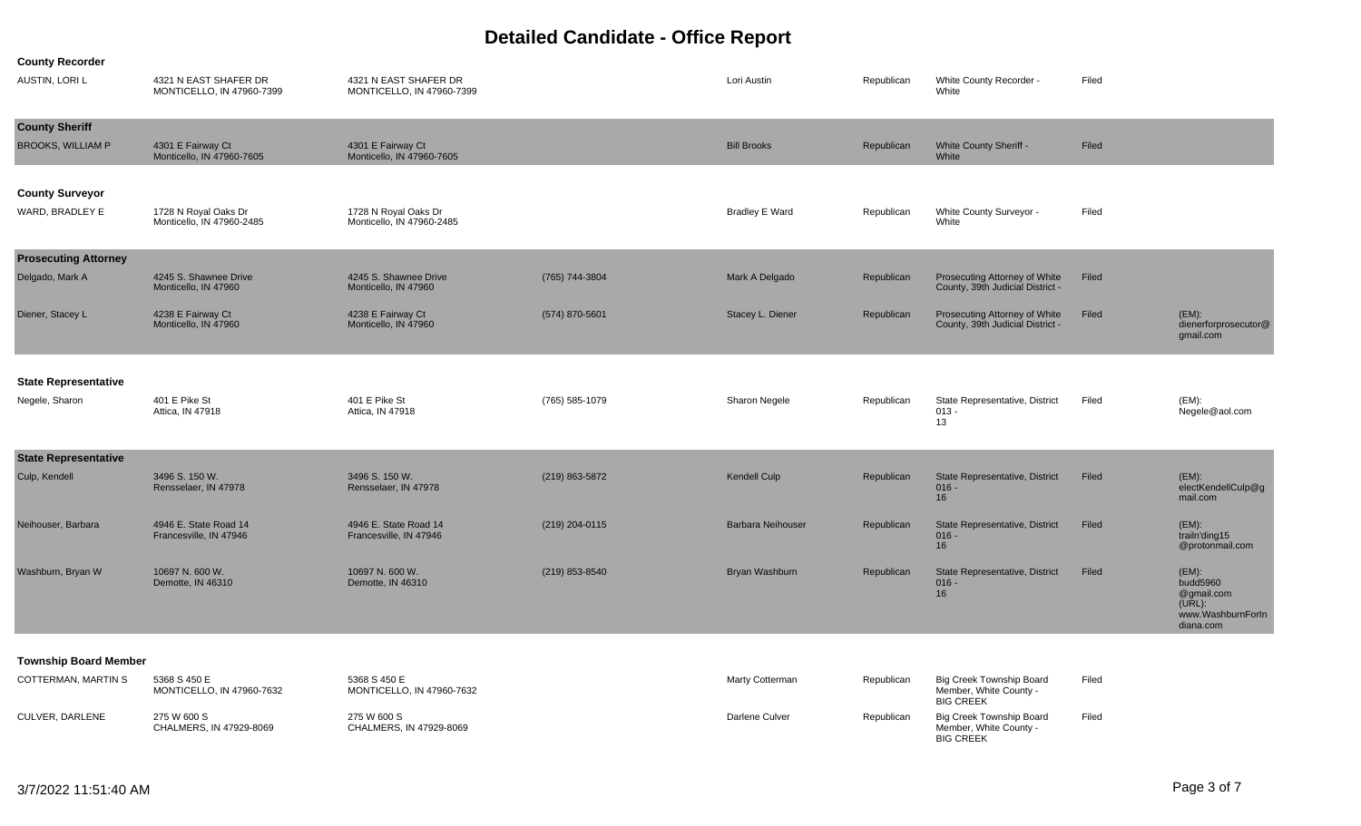# Detailed Candidate - Office Report

### County Recorder

| | | | | | | | | |
|---|---|---|---|---|---|---|---|---|
| AUSTIN, LORI L | 4321 N EAST SHAFER DR MONTICELLO, IN 47960-7399 | 4321 N EAST SHAFER DR MONTICELLO, IN 47960-7399 | | Lori Austin | Republican | White County Recorder - White | Filed | |

### County Sheriff

| | | | | | | | | |
|---|---|---|---|---|---|---|---|---|
| BROOKS, WILLIAM P | 4301 E Fairway Ct Monticello, IN 47960-7605 | 4301 E Fairway Ct Monticello, IN 47960-7605 | | Bill Brooks | Republican | White County Sheriff - White | Filed | |

### County Surveyor

| | | | | | | | | |
|---|---|---|---|---|---|---|---|---|
| WARD, BRADLEY E | 1728 N Royal Oaks Dr Monticello, IN 47960-2485 | 1728 N Royal Oaks Dr Monticello, IN 47960-2485 | | Bradley E Ward | Republican | White County Surveyor - White | Filed | |

### Prosecuting Attorney

| | | | | | | | | |
|---|---|---|---|---|---|---|---|---|
| Delgado, Mark A | 4245 S. Shawnee Drive Monticello, IN 47960 | 4245 S. Shawnee Drive Monticello, IN 47960 | (765) 744-3804 | Mark A Delgado | Republican | Prosecuting Attorney of White County, 39th Judicial District - | Filed | |
| Diener, Stacey L | 4238 E Fairway Ct Monticello, IN 47960 | 4238 E Fairway Ct Monticello, IN 47960 | (574) 870-5601 | Stacey L. Diener | Republican | Prosecuting Attorney of White County, 39th Judicial District - | Filed | (EM): dienerforprosecutor@gmail.com |

### State Representative

| | | | | | | | | |
|---|---|---|---|---|---|---|---|---|
| Negele, Sharon | 401 E Pike St Attica, IN 47918 | 401 E Pike St Attica, IN 47918 | (765) 585-1079 | Sharon Negele | Republican | State Representative, District 013 - 13 | Filed | (EM): Negele@aol.com |

### State Representative

| | | | | | | | | |
|---|---|---|---|---|---|---|---|---|
| Culp, Kendell | 3496 S. 150 W. Rensselaer, IN 47978 | 3496 S. 150 W. Rensselaer, IN 47978 | (219) 863-5872 | Kendell Culp | Republican | State Representative, District 016 - 16 | Filed | (EM): electKendellCulp@gmail.com |
| Neihouser, Barbara | 4946 E. State Road 14 Francesville, IN 47946 | 4946 E. State Road 14 Francesville, IN 47946 | (219) 204-0115 | Barbara Neihouser | Republican | State Representative, District 016 - 16 | Filed | (EM): trailn'ding15 @protonmail.com |
| Washburn, Bryan W | 10697 N. 600 W. Demotte, IN 46310 | 10697 N. 600 W. Demotte, IN 46310 | (219) 853-8540 | Bryan Washburn | Republican | State Representative, District 016 - 16 | Filed | (EM): budd5960 @gmail.com (URL): www.WashburnForIndiana.com |

### Township Board Member

| | | | | | | | | |
|---|---|---|---|---|---|---|---|---|
| COTTERMAN, MARTIN S | 5368 S 450 E MONTICELLO, IN 47960-7632 | 5368 S 450 E MONTICELLO, IN 47960-7632 | | Marty Cotterman | Republican | Big Creek Township Board Member, White County - BIG CREEK | Filed | |
| CULVER, DARLENE | 275 W 600 S CHALMERS, IN 47929-8069 | 275 W 600 S CHALMERS, IN 47929-8069 | | Darlene Culver | Republican | Big Creek Township Board Member, White County - BIG CREEK | Filed | |

3/7/2022 11:51:40 AM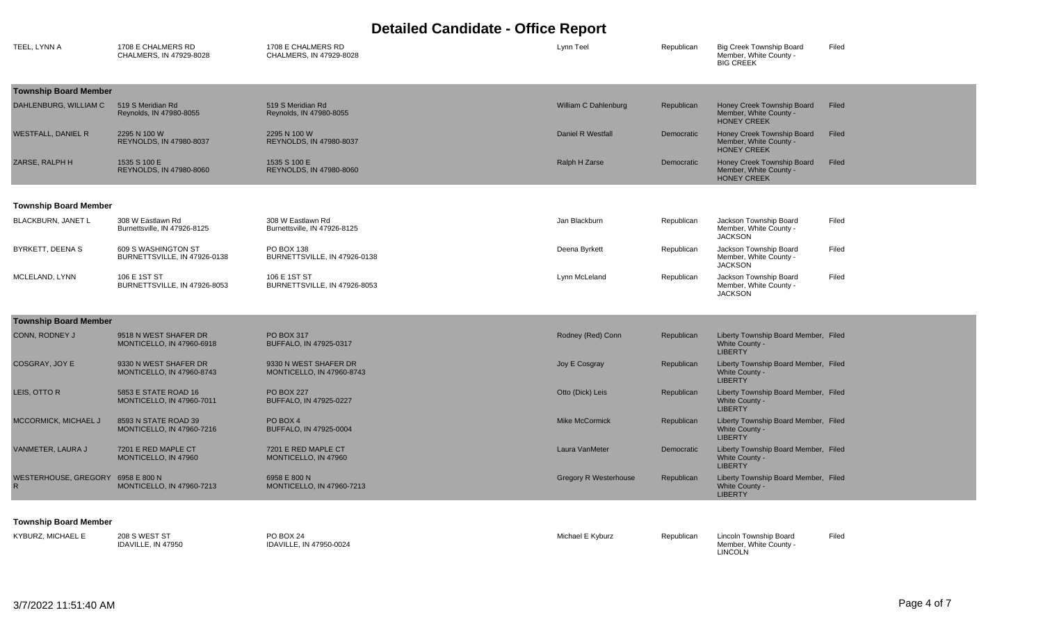# Detailed Candidate - Office Report

| Name | Address | Mailing Address | Ballot Name | Party | Office | Status |
|---|---|---|---|---|---|---|
| TEEL, LYNN A | 1708 E CHALMERS RD CHALMERS, IN 47929-8028 | 1708 E CHALMERS RD CHALMERS, IN 47929-8028 | Lynn Teel | Republican | Big Creek Township Board Member, White County - BIG CREEK | Filed |

## Township Board Member

| Name | Address | Mailing Address | Ballot Name | Party | Office | Status |
|---|---|---|---|---|---|---|
| DAHLENBURG, WILLIAM C | 519 S Meridian Rd Reynolds, IN 47980-8055 | 519 S Meridian Rd Reynolds, IN 47980-8055 | William C Dahlenburg | Republican | Honey Creek Township Board Member, White County - HONEY CREEK | Filed |
| WESTFALL, DANIEL R | 2295 N 100 W REYNOLDS, IN 47980-8037 | 2295 N 100 W REYNOLDS, IN 47980-8037 | Daniel R Westfall | Democratic | Honey Creek Township Board Member, White County - HONEY CREEK | Filed |
| ZARSE, RALPH H | 1535 S 100 E REYNOLDS, IN 47980-8060 | 1535 S 100 E REYNOLDS, IN 47980-8060 | Ralph H Zarse | Democratic | Honey Creek Township Board Member, White County - HONEY CREEK | Filed |

## Township Board Member

| Name | Address | Mailing Address | Ballot Name | Party | Office | Status |
|---|---|---|---|---|---|---|
| BLACKBURN, JANET L | 308 W Eastlawn Rd Burnettsville, IN 47926-8125 | 308 W Eastlawn Rd Burnettsville, IN 47926-8125 | Jan Blackburn | Republican | Jackson Township Board Member, White County - JACKSON | Filed |
| BYRKETT, DEENA S | 609 S WASHINGTON ST BURNETTSVILLE, IN 47926-0138 | PO BOX 138 BURNETTSVILLE, IN 47926-0138 | Deena Byrkett | Republican | Jackson Township Board Member, White County - JACKSON | Filed |
| MCLELAND, LYNN | 106 E 1ST ST BURNETTSVILLE, IN 47926-8053 | 106 E 1ST ST BURNETTSVILLE, IN 47926-8053 | Lynn McLeland | Republican | Jackson Township Board Member, White County - JACKSON | Filed |

## Township Board Member

| Name | Address | Mailing Address | Ballot Name | Party | Office | Status |
|---|---|---|---|---|---|---|
| CONN, RODNEY J | 9518 N WEST SHAFER DR MONTICELLO, IN 47960-6918 | PO BOX 317 BUFFALO, IN 47925-0317 | Rodney (Red) Conn | Republican | Liberty Township Board Member, White County - LIBERTY | Filed |
| COSGRAY, JOY E | 9330 N WEST SHAFER DR MONTICELLO, IN 47960-8743 | 9330 N WEST SHAFER DR MONTICELLO, IN 47960-8743 | Joy E Cosgray | Republican | Liberty Township Board Member, White County - LIBERTY | Filed |
| LEIS, OTTO R | 5853 E STATE ROAD 16 MONTICELLO, IN 47960-7011 | PO BOX 227 BUFFALO, IN 47925-0227 | Otto (Dick) Leis | Republican | Liberty Township Board Member, White County - LIBERTY | Filed |
| MCCORMICK, MICHAEL J | 8593 N STATE ROAD 39 MONTICELLO, IN 47960-7216 | PO BOX 4 BUFFALO, IN 47925-0004 | Mike McCormick | Republican | Liberty Township Board Member, White County - LIBERTY | Filed |
| VANMETER, LAURA J | 7201 E RED MAPLE CT MONTICELLO, IN 47960 | 7201 E RED MAPLE CT MONTICELLO, IN 47960 | Laura VanMeter | Democratic | Liberty Township Board Member, White County - LIBERTY | Filed |
| WESTERHOUSE, GREGORY R | 6958 E 800 N MONTICELLO, IN 47960-7213 | 6958 E 800 N MONTICELLO, IN 47960-7213 | Gregory R Westerhouse | Republican | Liberty Township Board Member, White County - LIBERTY | Filed |

## Township Board Member

| Name | Address | Mailing Address | Ballot Name | Party | Office | Status |
|---|---|---|---|---|---|---|
| KYBURZ, MICHAEL E | 208 S WEST ST IDAVILLE, IN 47950 | PO BOX 24 IDAVILLE, IN 47950-0024 | Michael E Kyburz | Republican | Lincoln Township Board Member, White County - LINCOLN | Filed |

3/7/2022 11:51:40 AM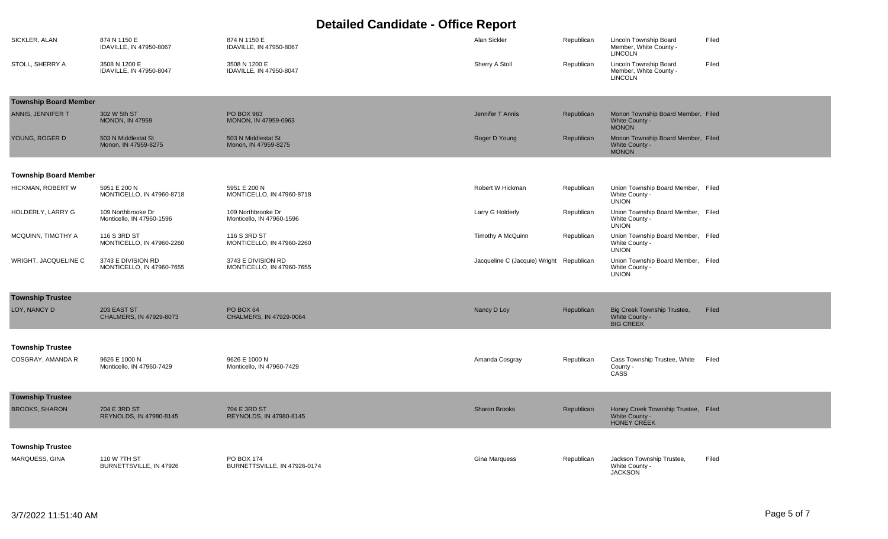# Detailed Candidate - Office Report

| | | | | | | |
|---|---|---|---|---|---|---|
| SICKLER, ALAN | 874 N 1150 E IDAVILLE, IN 47950-8067 | 874 N 1150 E IDAVILLE, IN 47950-8067 | Alan Sickler | Republican | Lincoln Township Board Member, White County - LINCOLN | Filed |
| STOLL, SHERRY A | 3508 N 1200 E IDAVILLE, IN 47950-8047 | 3508 N 1200 E IDAVILLE, IN 47950-8047 | Sherry A Stoll | Republican | Lincoln Township Board Member, White County - LINCOLN | Filed |

**Township Board Member**

| | | | | | | |
|---|---|---|---|---|---|---|
| ANNIS, JENNIFER T | 302 W 5th ST MONON, IN 47959 | PO BOX 963 MONON, IN 47959-0963 | Jennifer T Annis | Republican | Monon Township Board Member, White County - MONON | Filed |
| YOUNG, ROGER D | 503 N Middlestat St Monon, IN 47959-8275 | 503 N Middlestat St Monon, IN 47959-8275 | Roger D Young | Republican | Monon Township Board Member, White County - MONON | Filed |

**Township Board Member**

| | | | | | | |
|---|---|---|---|---|---|---|
| HICKMAN, ROBERT W | 5951 E 200 N MONTICELLO, IN 47960-8718 | 5951 E 200 N MONTICELLO, IN 47960-8718 | Robert W Hickman | Republican | Union Township Board Member, White County - UNION | Filed |
| HOLDERLY, LARRY G | 109 Northbrooke Dr Monticello, IN 47960-1596 | 109 Northbrooke Dr Monticello, IN 47960-1596 | Larry G Holderly | Republican | Union Township Board Member, White County - UNION | Filed |
| MCQUINN, TIMOTHY A | 116 S 3RD ST MONTICELLO, IN 47960-2260 | 116 S 3RD ST MONTICELLO, IN 47960-2260 | Timothy A McQuinn | Republican | Union Township Board Member, White County - UNION | Filed |
| WRIGHT, JACQUELINE C | 3743 E DIVISION RD MONTICELLO, IN 47960-7655 | 3743 E DIVISION RD MONTICELLO, IN 47960-7655 | Jacqueline C (Jacquie) Wright | Republican | Union Township Board Member, White County - UNION | Filed |

**Township Trustee**

| | | | | | | |
|---|---|---|---|---|---|---|
| LOY, NANCY D | 203 EAST ST CHALMERS, IN 47929-8073 | PO BOX 64 CHALMERS, IN 47929-0064 | Nancy D Loy | Republican | Big Creek Township Trustee, White County - BIG CREEK | Filed |

**Township Trustee**

| | | | | | | |
|---|---|---|---|---|---|---|
| COSGRAY, AMANDA R | 9626 E 1000 N Monticello, IN 47960-7429 | 9626 E 1000 N Monticello, IN 47960-7429 | Amanda Cosgray | Republican | Cass Township Trustee, White County - CASS | Filed |

**Township Trustee**

| | | | | | | |
|---|---|---|---|---|---|---|
| BROOKS, SHARON | 704 E 3RD ST REYNOLDS, IN 47980-8145 | 704 E 3RD ST REYNOLDS, IN 47980-8145 | Sharon Brooks | Republican | Honey Creek Township Trustee, White County - HONEY CREEK | Filed |

**Township Trustee**

| | | | | | | |
|---|---|---|---|---|---|---|
| MARQUESS, GINA | 110 W 7TH ST BURNETTSVILLE, IN 47926 | PO BOX 174 BURNETTSVILLE, IN 47926-0174 | Gina Marquess | Republican | Jackson Township Trustee, White County - JACKSON | Filed |

3/7/2022 11:51:40 AM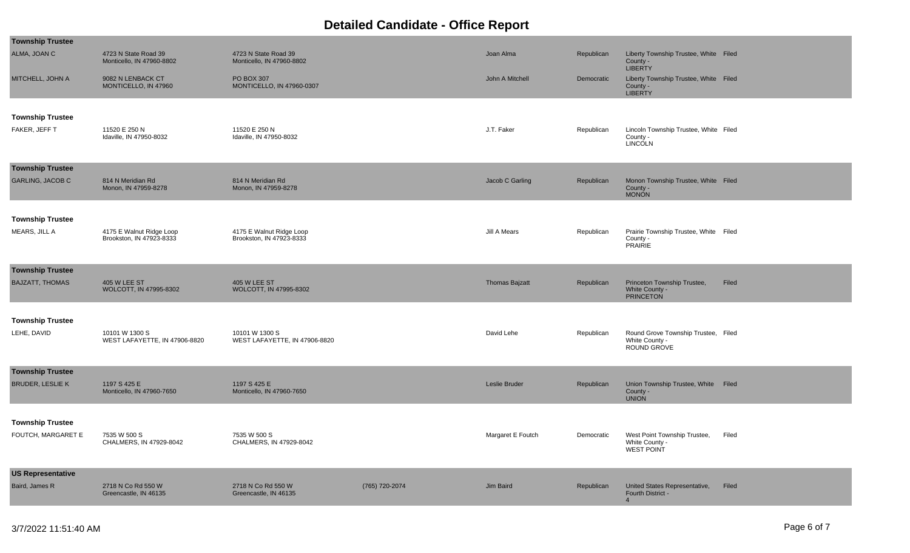# Detailed Candidate - Office Report

### Township Trustee

| Name | Address | Mailing Address | Phone | Ballot Name | Party | Office | Status |
|---|---|---|---|---|---|---|---|
| ALMA, JOAN C | 4723 N State Road 39 Monticello, IN 47960-8802 | 4723 N State Road 39 Monticello, IN 47960-8802 | | Joan Alma | Republican | Liberty Township Trustee, White County - LIBERTY | Filed |
| MITCHELL, JOHN A | 9082 N LENBACK CT MONTICELLO, IN 47960 | PO BOX 307 MONTICELLO, IN 47960-0307 | | John A Mitchell | Democratic | Liberty Township Trustee, White County - LIBERTY | Filed |

### Township Trustee

| Name | Address | Mailing Address | Phone | Ballot Name | Party | Office | Status |
|---|---|---|---|---|---|---|---|
| FAKER, JEFF T | 11520 E 250 N Idaville, IN 47950-8032 | 11520 E 250 N Idaville, IN 47950-8032 | | J.T. Faker | Republican | Lincoln Township Trustee, White County - LINCOLN | Filed |

### Township Trustee

| Name | Address | Mailing Address | Phone | Ballot Name | Party | Office | Status |
|---|---|---|---|---|---|---|---|
| GARLING, JACOB C | 814 N Meridian Rd Monon, IN 47959-8278 | 814 N Meridian Rd Monon, IN 47959-8278 | | Jacob C Garling | Republican | Monon Township Trustee, White County - MONON | Filed |

### Township Trustee

| Name | Address | Mailing Address | Phone | Ballot Name | Party | Office | Status |
|---|---|---|---|---|---|---|---|
| MEARS, JILL A | 4175 E Walnut Ridge Loop Brookston, IN 47923-8333 | 4175 E Walnut Ridge Loop Brookston, IN 47923-8333 | | Jill A Mears | Republican | Prairie Township Trustee, White County - PRAIRIE | Filed |

### Township Trustee

| Name | Address | Mailing Address | Phone | Ballot Name | Party | Office | Status |
|---|---|---|---|---|---|---|---|
| BAJZATT, THOMAS | 405 W LEE ST WOLCOTT, IN 47995-8302 | 405 W LEE ST WOLCOTT, IN 47995-8302 | | Thomas Bajzatt | Republican | Princeton Township Trustee, White County - PRINCETON | Filed |

### Township Trustee

| Name | Address | Mailing Address | Phone | Ballot Name | Party | Office | Status |
|---|---|---|---|---|---|---|---|
| LEHE, DAVID | 10101 W 1300 S WEST LAFAYETTE, IN 47906-8820 | 10101 W 1300 S WEST LAFAYETTE, IN 47906-8820 | | David Lehe | Republican | Round Grove Township Trustee, White County - ROUND GROVE | Filed |

### Township Trustee

| Name | Address | Mailing Address | Phone | Ballot Name | Party | Office | Status |
|---|---|---|---|---|---|---|---|
| BRUDER, LESLIE K | 1197 S 425 E Monticello, IN 47960-7650 | 1197 S 425 E Monticello, IN 47960-7650 | | Leslie Bruder | Republican | Union Township Trustee, White County - UNION | Filed |

### Township Trustee

| Name | Address | Mailing Address | Phone | Ballot Name | Party | Office | Status |
|---|---|---|---|---|---|---|---|
| FOUTCH, MARGARET E | 7535 W 500 S CHALMERS, IN 47929-8042 | 7535 W 500 S CHALMERS, IN 47929-8042 | | Margaret E Foutch | Democratic | West Point Township Trustee, White County - WEST POINT | Filed |

### US Representative

| Name | Address | Mailing Address | Phone | Ballot Name | Party | Office | Status |
|---|---|---|---|---|---|---|---|
| Baird, James R | 2718 N Co Rd 550 W Greencastle, IN 46135 | 2718 N Co Rd 550 W Greencastle, IN 46135 | (765) 720-2074 | Jim Baird | Republican | United States Representative, Fourth District - 4 | Filed |

3/7/2022 11:51:40 AM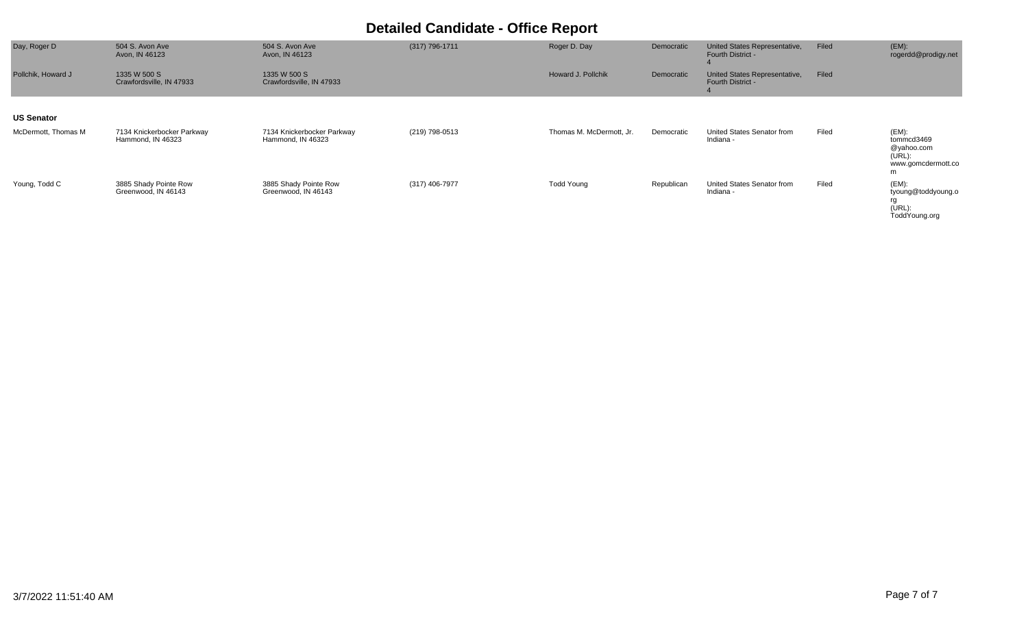# Detailed Candidate - Office Report

| | | | | | | | | |
|---|---|---|---|---|---|---|---|---|
| Day, Roger D | 504 S. Avon Ave Avon, IN 46123 | 504 S. Avon Ave Avon, IN 46123 | (317) 796-1711 | Roger D. Day | Democratic | United States Representative, Fourth District - 4 | Filed | (EM): rogerdd@prodigy.net |
| Pollchik, Howard J | 1335 W 500 S Crawfordsville, IN 47933 | 1335 W 500 S Crawfordsville, IN 47933 | | Howard J. Pollchik | Democratic | United States Representative, Fourth District - 4 | Filed | |

**US Senator**

| | | | | | | | | |
|---|---|---|---|---|---|---|---|---|
| McDermott, Thomas M | 7134 Knickerbocker Parkway Hammond, IN 46323 | 7134 Knickerbocker Parkway Hammond, IN 46323 | (219) 798-0513 | Thomas M. McDermott, Jr. | Democratic | United States Senator from Indiana - | Filed | (EM): tommcd3469 @yahoo.com (URL): www.gomcdermott.com |
| Young, Todd C | 3885 Shady Pointe Row Greenwood, IN 46143 | 3885 Shady Pointe Row Greenwood, IN 46143 | (317) 406-7977 | Todd Young | Republican | United States Senator from Indiana - | Filed | (EM): tyoung@toddyoung.org (URL): ToddYoung.org |

3/7/2022 11:51:40 AM